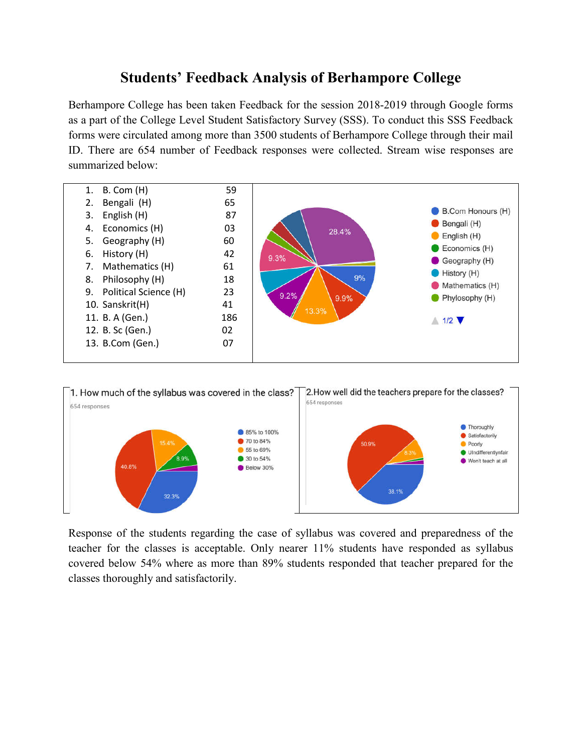# Students' Feedback Analysis of Berhampore College

Berhampore College has been taken Feedback for the session 2018-2019 through Google forms as a part of the College Level Student Satisfactory Survey (SSS). To conduct this SSS Feedback forms were circulated among more than 3500 students of Berhampore College through their mail ID. There are 654 number of Feedback responses were collected. Stream wise responses are summarized below:

| | | |
|---|---|---|
| 1. | B. Com (H) | 59 |
| 2. | Bengali (H) | 65 |
| 3. | English (H) | 87 |
| 4. | Economics (H) | 03 |
| 5. | Geography (H) | 60 |
| 6. | History (H) | 42 |
| 7. | Mathematics (H) | 61 |
| 8. | Philosophy (H) | 18 |
| 9. | Political Science (H) | 23 |
| 10. | Sanskrit(H) | 41 |
| 11. | B. A (Gen.) | 186 |
| 12. | B. Sc (Gen.) | 02 |
| 13. | B.Com (Gen.) | 07 |

28.4%
9.3%
9%
9.2%
9.9%
13.3%

B.Com Honours (H)
Bengali (H)
English (H)
Economics (H)
Geography (H)
History (H)
Mathematics (H)
Phylosophy (H)
1/2

1. How much of the syllabus was covered in the class?
654 responses

15.4%
8.9%
40.6%
32.3%

85% to 100%
70 to 84%
55 to 69%
30 to 54%
Below 30%

2. How well did the teachers prepare for the classes?
654 responses

50.9%
8.3%
38.1%

Thoroughly
Satisfactorily
Poorly
Ulndifferentlyunfair
Won't teach at all

Response of the students regarding the case of syllabus was covered and preparedness of the teacher for the classes is acceptable. Only nearer 11% students have responded as syllabus covered below 54% where as more than 89% students responded that teacher prepared for the classes thoroughly and satisfactorily.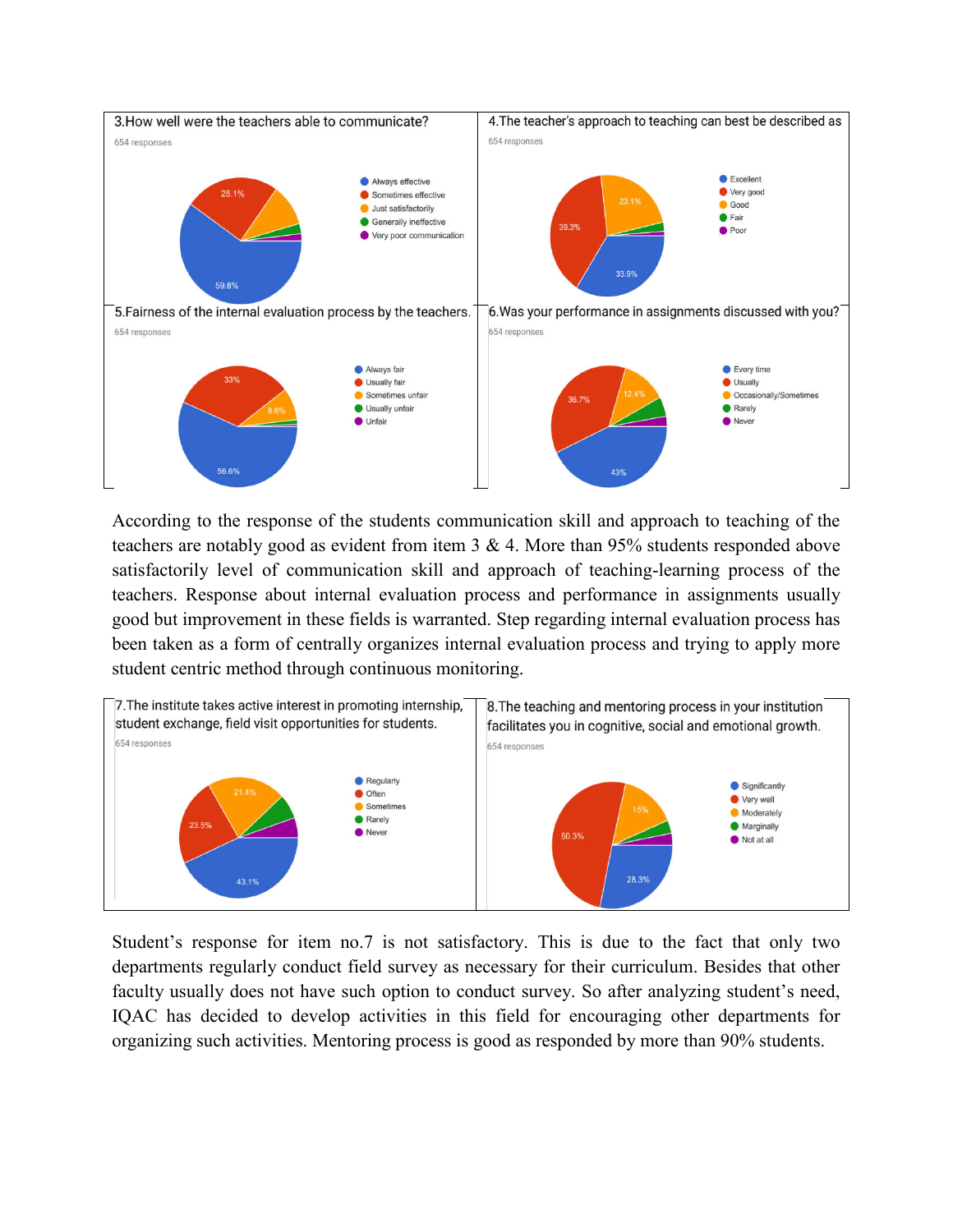3.How well were the teachers able to communicate?

654 responses

Always effective
Sometimes effective
Just satisfactorily
Generally ineffective
Very poor communication

25.1%
59.8%

4.The teacher's approach to teaching can best be described as

654 responses

Excellent
Very good
Good
Fair
Poor

23.1%
39.3%
33.9%

5.Fairness of the internal evaluation process by the teachers.

654 responses

Always fair
Usually fair
Sometimes unfair
Usually unfair
Unfair

33%
8.6%
56.6%

6.Was your performance in assignments discussed with you?

654 responses

Every time
Usually
Occasionally/Sometimes
Rarely
Never

36.7%
12.4%
43%

According to the response of the students communication skill and approach to teaching of the teachers are notably good as evident from item 3 & 4. More than 95% students responded above satisfactorily level of communication skill and approach of teaching-learning process of the teachers. Response about internal evaluation process and performance in assignments usually good but improvement in these fields is warranted. Step regarding internal evaluation process has been taken as a form of centrally organizes internal evaluation process and trying to apply more student centric method through continuous monitoring.

7.The institute takes active interest in promoting internship, student exchange, field visit opportunities for students.

654 responses

Regularly
Often
Sometimes
Rarely
Never

21.4%
23.5%
43.1%

8.The teaching and mentoring process in your institution facilitates you in cognitive, social and emotional growth.

654 responses

Significantly
Very well
Moderately
Marginally
Not at all

15%
50.3%
28.3%

Student's response for item no.7 is not satisfactory. This is due to the fact that only two departments regularly conduct field survey as necessary for their curriculum. Besides that other faculty usually does not have such option to conduct survey. So after analyzing student's need, IQAC has decided to develop activities in this field for encouraging other departments for organizing such activities. Mentoring process is good as responded by more than 90% students.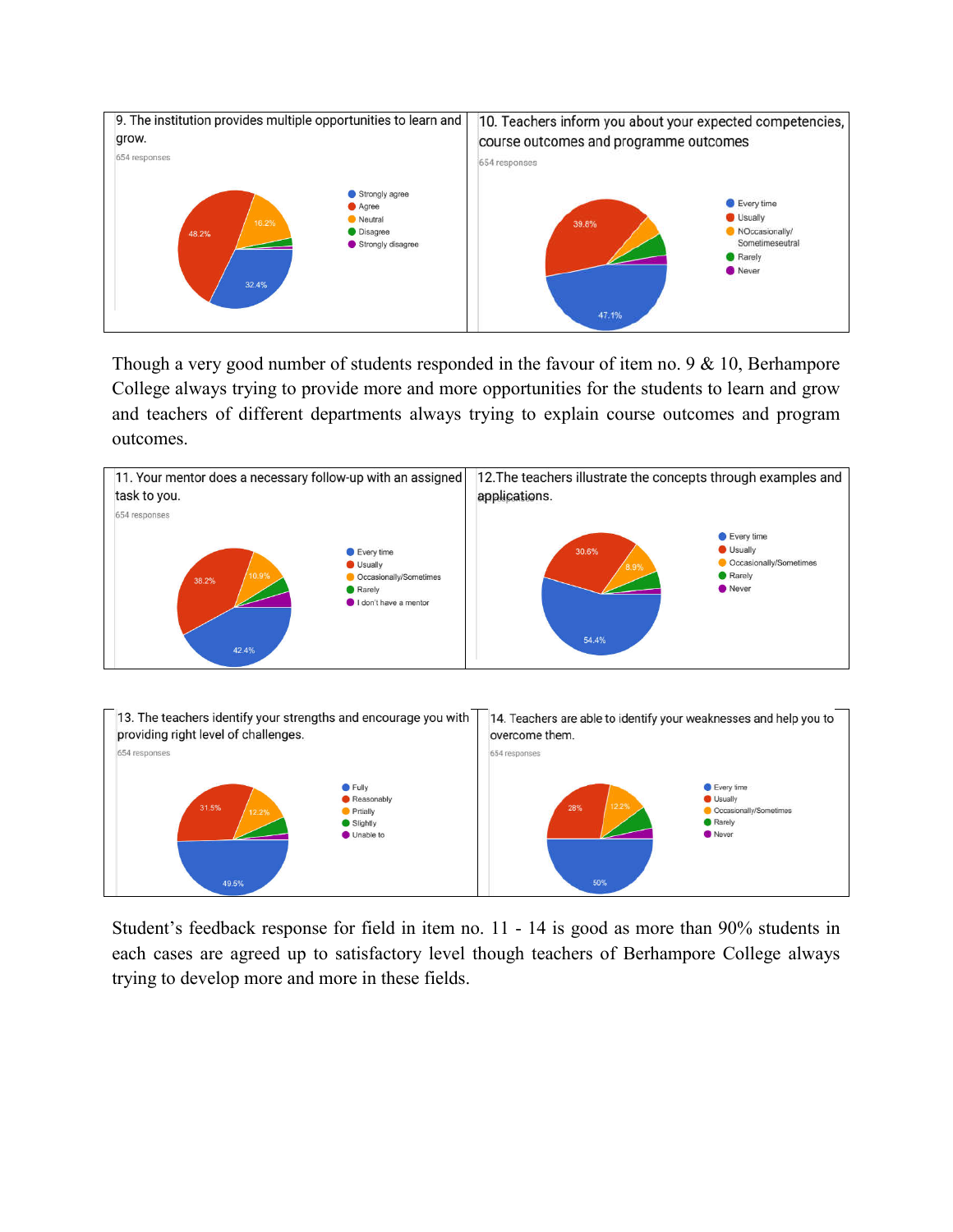9. The institution provides multiple opportunities to learn and grow.

654 responses

Strongly agree
Agree
Neutral
Disagree
Strongly disagree

48.2%
16.2%
32.4%

10. Teachers inform you about your expected competencies, course outcomes and programme outcomes

654 responses

Every time
Usually
NOccasionally/ Sometimeseutral
Rarely
Never

39.8%
47.1%

Though a very good number of students responded in the favour of item no. 9 & 10, Berhampore College always trying to provide more and more opportunities for the students to learn and grow and teachers of different departments always trying to explain course outcomes and program outcomes.

11. Your mentor does a necessary follow-up with an assigned task to you.

654 responses

Every time
Usually
Occasionally/Sometimes
Rarely
I don't have a mentor

38.2%
10.9%
42.4%

12. The teachers illustrate the concepts through examples and applications.

Every time
Usually
Occasionally/Sometimes
Rarely
Never

30.6%
8.9%
54.4%

13. The teachers identify your strengths and encourage you with providing right level of challenges.

654 responses

Fully
Reasonably
Prtially
Slightly
Unable to

31.5%
12.2%
49.5%

14. Teachers are able to identify your weaknesses and help you to overcome them.

654 responses

Every time
Usually
Occasionally/Sometimes
Rarely
Never

28%
12.2%
50%

Student's feedback response for field in item no. 11 - 14 is good as more than 90% students in each cases are agreed up to satisfactory level though teachers of Berhampore College always trying to develop more and more in these fields.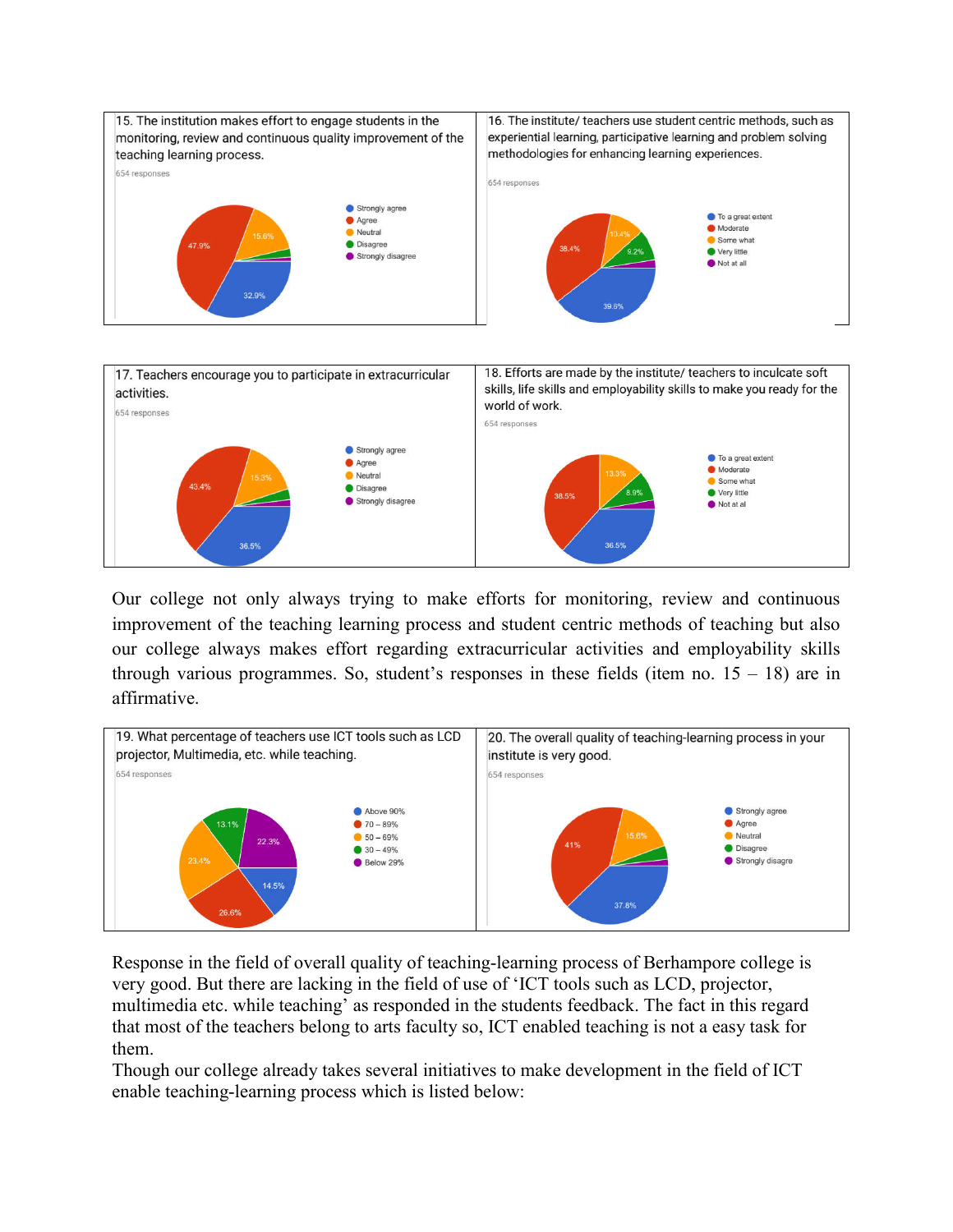15. The institution makes effort to engage students in the monitoring, review and continuous quality improvement of the teaching learning process.

654 responses

Strongly agree
Agree
Neutral
Disagree
Strongly disagree

47.9%
15.6%
32.9%

16. The institute/ teachers use student centric methods, such as experiential learning, participative learning and problem solving methodologies for enhancing learning experiences.

654 responses

To a great extent
Moderate
Some what
Very little
Not at all

38.4%
10.4%
9.2%
39.6%

17. Teachers encourage you to participate in extracurricular activities.

654 responses

Strongly agree
Agree
Neutral
Disagree
Strongly disagree

43.4%
15.3%
36.5%

18. Efforts are made by the institute/ teachers to inculcate soft skills, life skills and employability skills to make you ready for the world of work.

654 responses

To a great extent
Moderate
Some what
Very little
Not at al

38.5%
13.3%
8.9%
36.5%

Our college not only always trying to make efforts for monitoring, review and continuous improvement of the teaching learning process and student centric methods of teaching but also our college always makes effort regarding extracurricular activities and employability skills through various programmes. So, student's responses in these fields (item no. 15 – 18) are in affirmative.

19. What percentage of teachers use ICT tools such as LCD projector, Multimedia, etc. while teaching.

654 responses

Above 90%
70 – 89%
50 – 69%
30 – 49%
Below 29%

13.1%
22.3%
23.4%
14.5%
26.6%

20. The overall quality of teaching-learning process in your institute is very good.

654 responses

Strongly agree
Agree
Neutral
Disagree
Strongly disagre

41%
15.6%
37.8%

Response in the field of overall quality of teaching-learning process of Berhampore college is very good. But there are lacking in the field of use of 'ICT tools such as LCD, projector, multimedia etc. while teaching' as responded in the students feedback. The fact in this regard that most of the teachers belong to arts faculty so, ICT enabled teaching is not a easy task for them.

Though our college already takes several initiatives to make development in the field of ICT enable teaching-learning process which is listed below: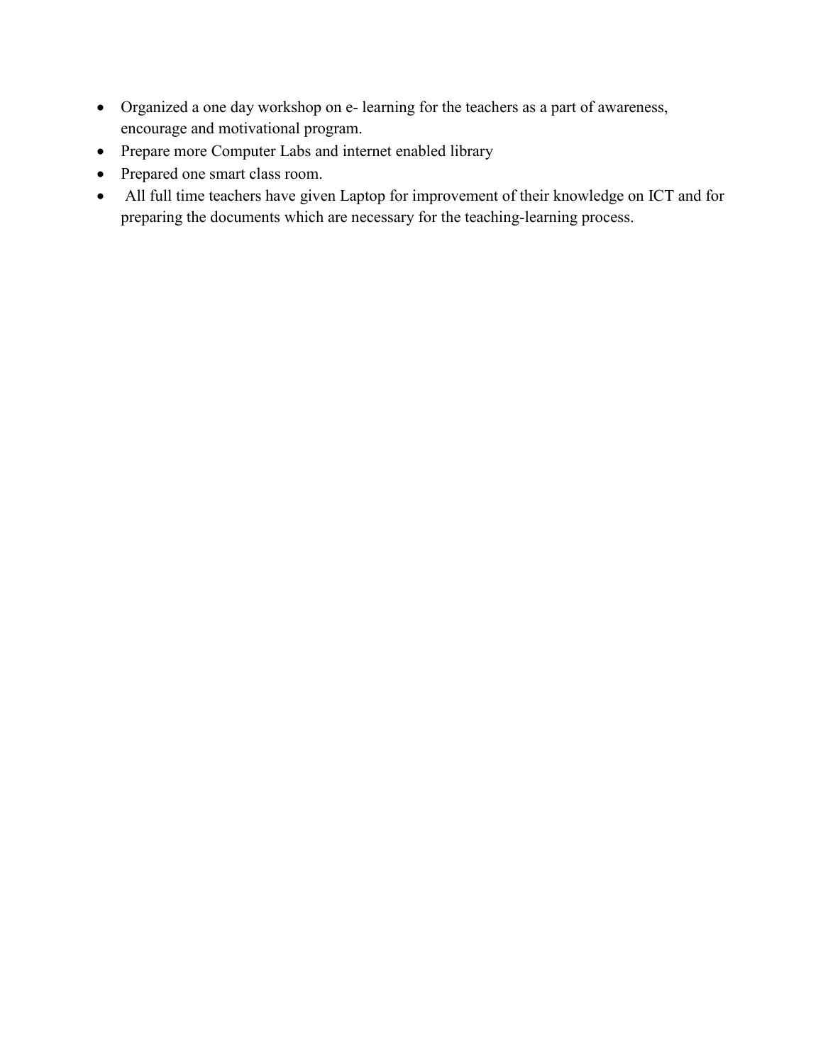- Organized a one day workshop on e- learning for the teachers as a part of awareness, encourage and motivational program.
- Prepare more Computer Labs and internet enabled library
- Prepared one smart class room.
- All full time teachers have given Laptop for improvement of their knowledge on ICT and for preparing the documents which are necessary for the teaching-learning process.